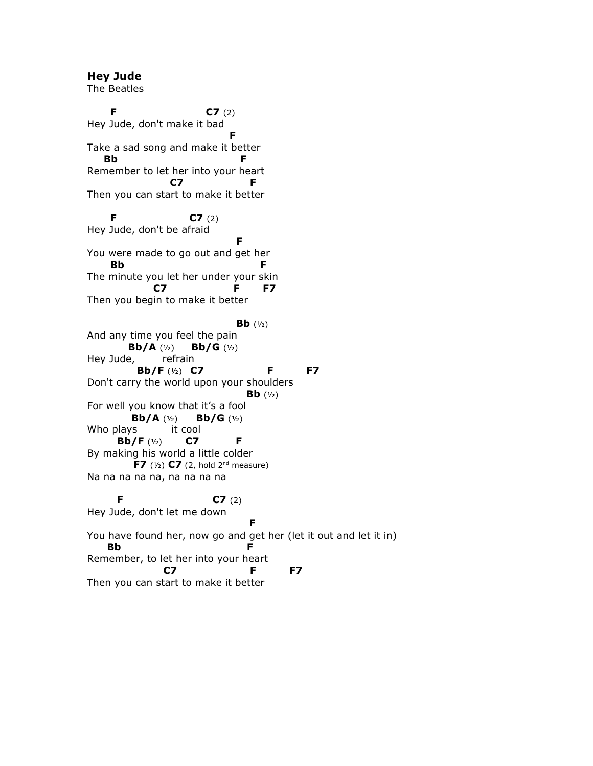**Hey Jude**
The Beatles

```
      F                        C7 (2)
Hey Jude, don't make it bad
                                     F
Take a sad song and make it better
    Bb                            F
Remember to let her into your heart
                 C7                F
Then you can start to make it better

      F                   C7 (2)
Hey Jude, don't be afraid
                                      F
You were made to go out and get her
      Bb                                 F
The minute you let her under your skin
              C7                F      F7
Then you begin to make it better

                                   Bb (½)
And any time you feel the pain
          Bb/A (½)     Bb/G (½)
Hey Jude,        refrain
            Bb/F (½)  C7                 F         F7
Don't carry the world upon your shoulders
                                     Bb (½)
For well you know that it's a fool
           Bb/A (½)     Bb/G (½)
Who plays          it cool
       Bb/F (½)       C7         F
By making his world a little colder
           F7 (½) C7 (2, hold 2nd measure)
Na na na na na, na na na na

       F                        C7 (2)
Hey Jude, don't let me down
                                        F
You have found her, now go and get her (let it out and let it in)
     Bb                                F
Remember, to let her into your heart
                C7                F        F7
Then you can start to make it better
```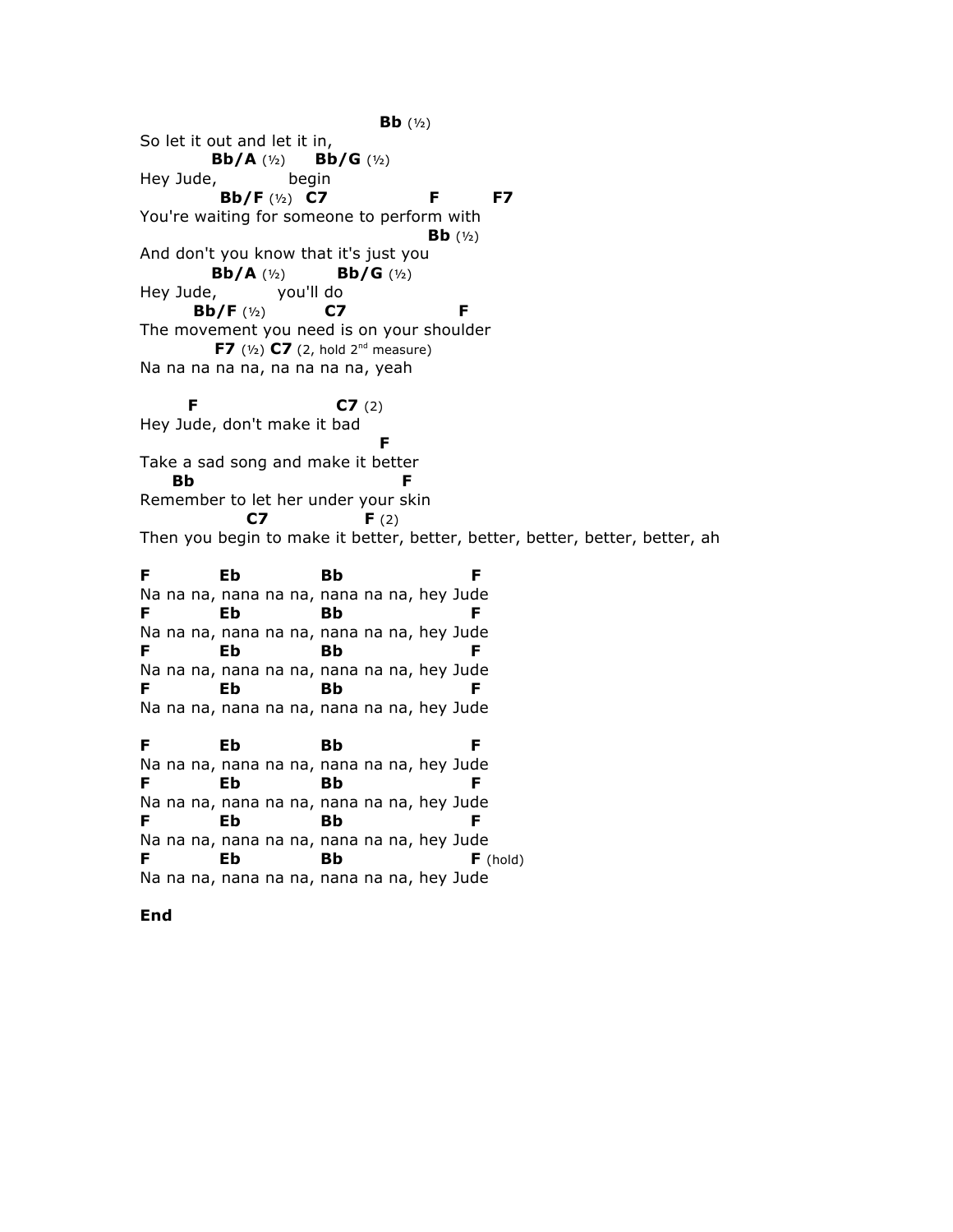```
                                        Bb (½)
So let it out and let it in,
        Bb/A (½)     Bb/G (½)
Hey Jude,            begin
          Bb/F (½)  C7                F         F7
You're waiting for someone to perform with
                                                Bb (½)
And don't you know that it's just you
        Bb/A (½)          Bb/G (½)
Hey Jude,           you'll do
      Bb/F (½)          C7               F
The movement you need is on your shoulder
        F7 (½) C7 (2, hold 2nd measure)
Na na na na na, na na na na, yeah

     F                  C7 (2)
Hey Jude, don't make it bad
                                  F
Take a sad song and make it better
    Bb                              F
Remember to let her under your skin
              C7               F (2)
Then you begin to make it better, better, better, better, better, better, ah

F           Eb          Bb              F
Na na na, nana na na, nana na na, hey Jude
F           Eb          Bb              F
Na na na, nana na na, nana na na, hey Jude
F           Eb          Bb              F
Na na na, nana na na, nana na na, hey Jude
F           Eb          Bb              F
Na na na, nana na na, nana na na, hey Jude

F           Eb          Bb              F
Na na na, nana na na, nana na na, hey Jude
F           Eb          Bb              F
Na na na, nana na na, nana na na, hey Jude
F           Eb          Bb              F
Na na na, nana na na, nana na na, hey Jude
F           Eb          Bb              F (hold)
Na na na, nana na na, nana na na, hey Jude
```

**End**